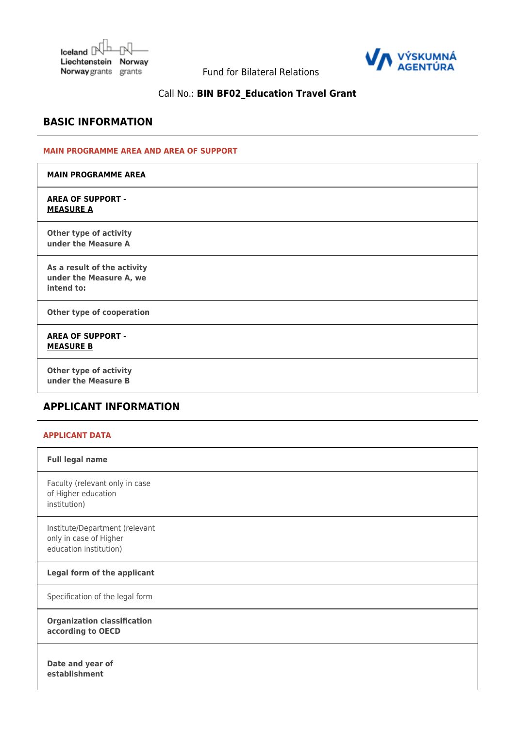Iceland Liechtenstein Norway grants | Norway grants

Fund for Bilateral Relations

VÝSKUMNÁ AGENTÚRA

Call No.: **BIN BF02_Education Travel Grant**

## BASIC INFORMATION

### MAIN PROGRAMME AREA AND AREA OF SUPPORT

| | |
|---|---|
| **MAIN PROGRAMME AREA** | |
| **AREA OF SUPPORT - MEASURE A** | |
| **Other type of activity under the Measure A** | |
| **As a result of the activity under the Measure A, we intend to:** | |
| **Other type of cooperation** | |
| **AREA OF SUPPORT - MEASURE B** | |
| **Other type of activity under the Measure B** | |

## APPLICANT INFORMATION

### APPLICANT DATA

| | |
|---|---|
| **Full legal name** | |
| Faculty (relevant only in case of Higher education institution) | |
| Institute/Department (relevant only in case of Higher education institution) | |
| **Legal form of the applicant** | |
| Specification of the legal form | |
| **Organization classification according to OECD** | |
| **Date and year of establishment** | |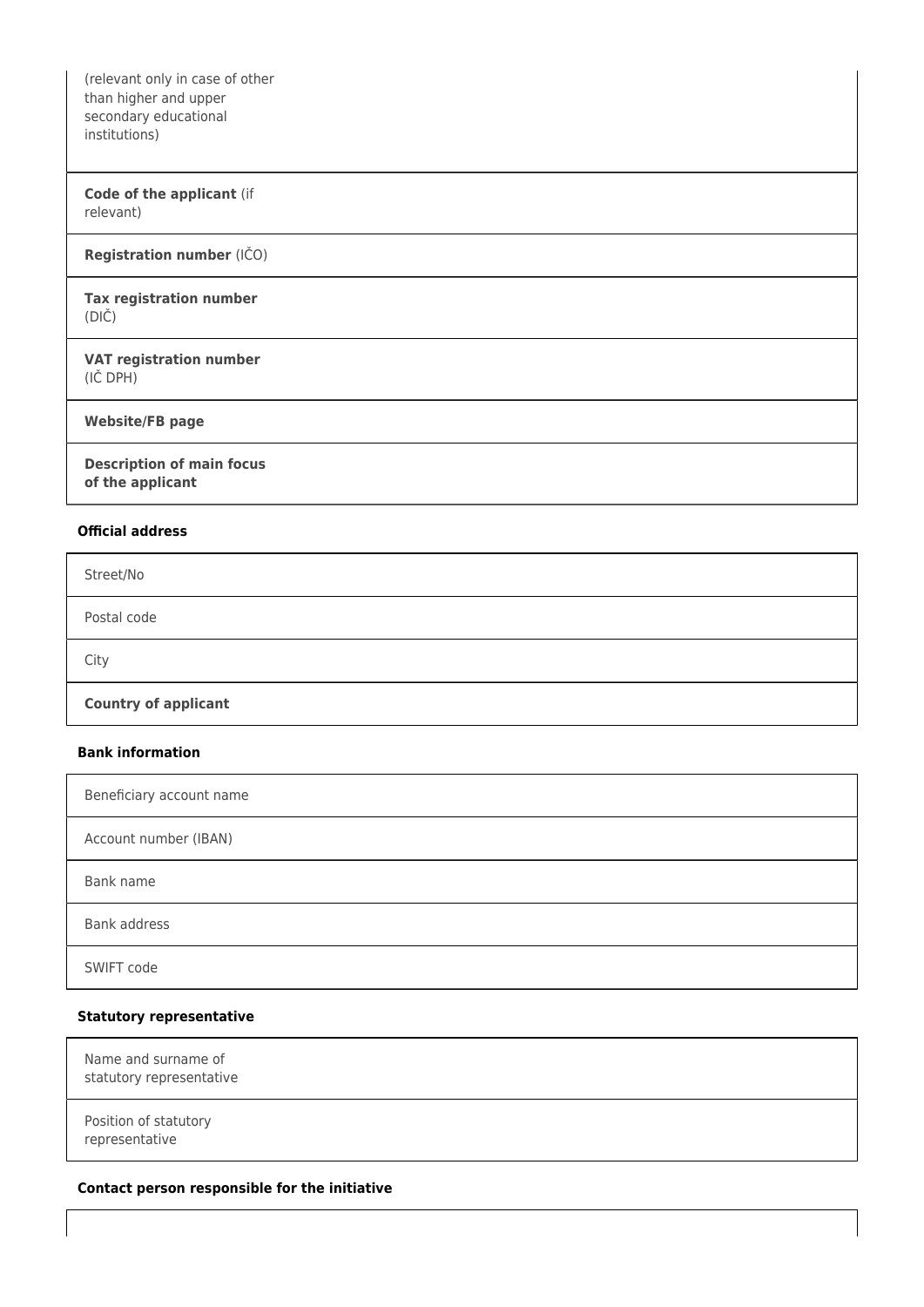| | |
|---|---|
| (relevant only in case of other than higher and upper secondary educational institutions) | |
| **Code of the applicant** (if relevant) | |
| **Registration number** (IČO) | |
| **Tax registration number** (DIČ) | |
| **VAT registration number** (IČ DPH) | |
| **Website/FB page** | |
| **Description of main focus of the applicant** | |

**Official address**

| | |
|---|---|
| Street/No | |
| Postal code | |
| City | |
| **Country of applicant** | |

**Bank information**

| | |
|---|---|
| Beneficiary account name | |
| Account number (IBAN) | |
| Bank name | |
| Bank address | |
| SWIFT code | |

**Statutory representative**

| | |
|---|---|
| Name and surname of statutory representative | |
| Position of statutory representative | |

**Contact person responsible for the initiative**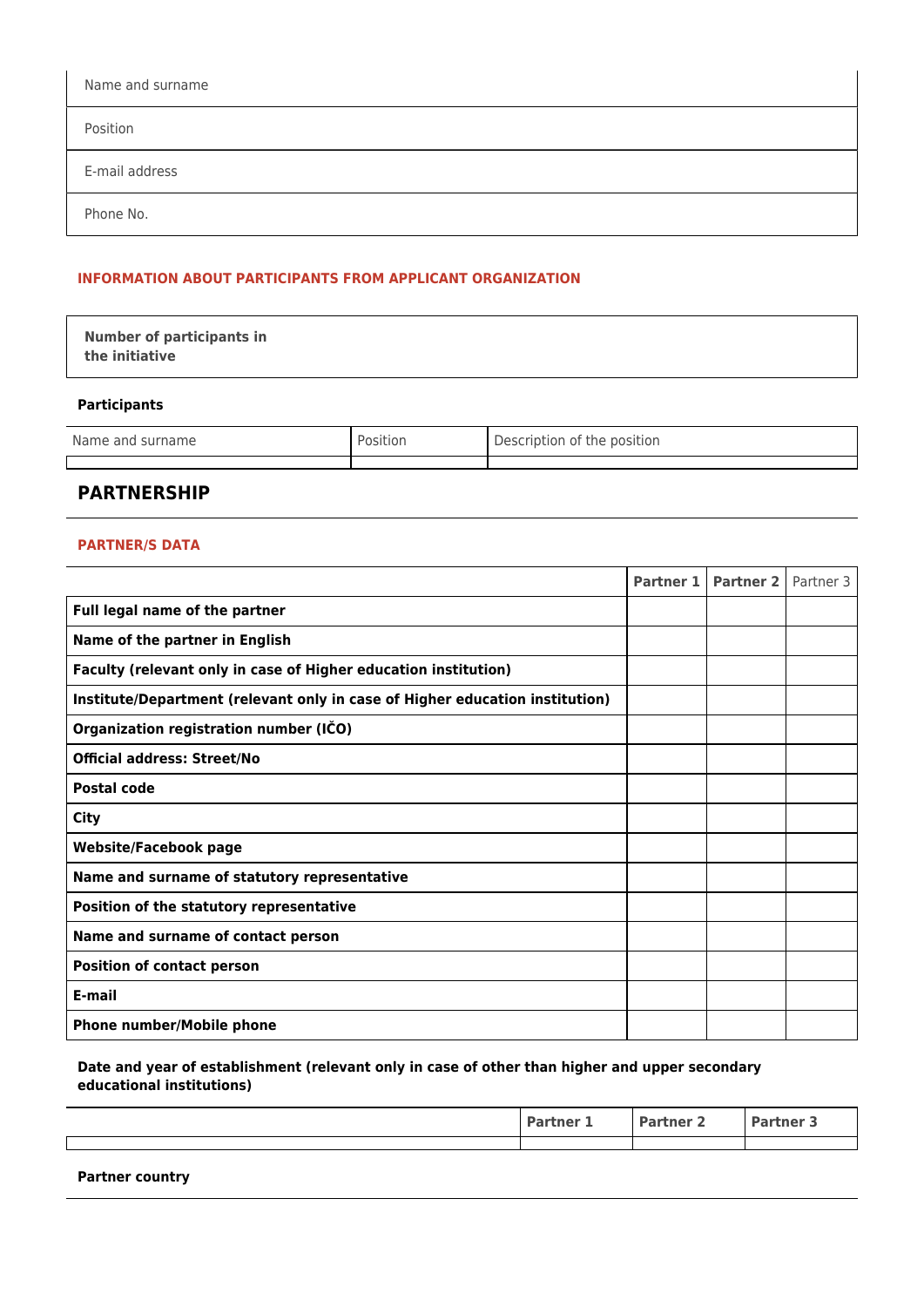| Name and surname |
|---|
| Position |
| E-mail address |
| Phone No. |

#### INFORMATION ABOUT PARTICIPANTS FROM APPLICANT ORGANIZATION

| **Number of participants in the initiative** | |
|---|---|

**Participants**

| Name and surname | Position | Description of the position |
|---|---|---|
| | | |

## PARTNERSHIP

#### PARTNER/S DATA

| | **Partner 1** | **Partner 2** | Partner 3 |
|---|---|---|---|
| **Full legal name of the partner** | | | |
| **Name of the partner in English** | | | |
| **Faculty (relevant only in case of Higher education institution)** | | | |
| **Institute/Department (relevant only in case of Higher education institution)** | | | |
| **Organization registration number (IČO)** | | | |
| **Official address: Street/No** | | | |
| **Postal code** | | | |
| **City** | | | |
| **Website/Facebook page** | | | |
| **Name and surname of statutory representative** | | | |
| **Position of the statutory representative** | | | |
| **Name and surname of contact person** | | | |
| **Position of contact person** | | | |
| **E-mail** | | | |
| **Phone number/Mobile phone** | | | |

**Date and year of establishment (relevant only in case of other than higher and upper secondary educational institutions)**

| | **Partner 1** | **Partner 2** | **Partner 3** |
|---|---|---|---|
| | | | |

**Partner country**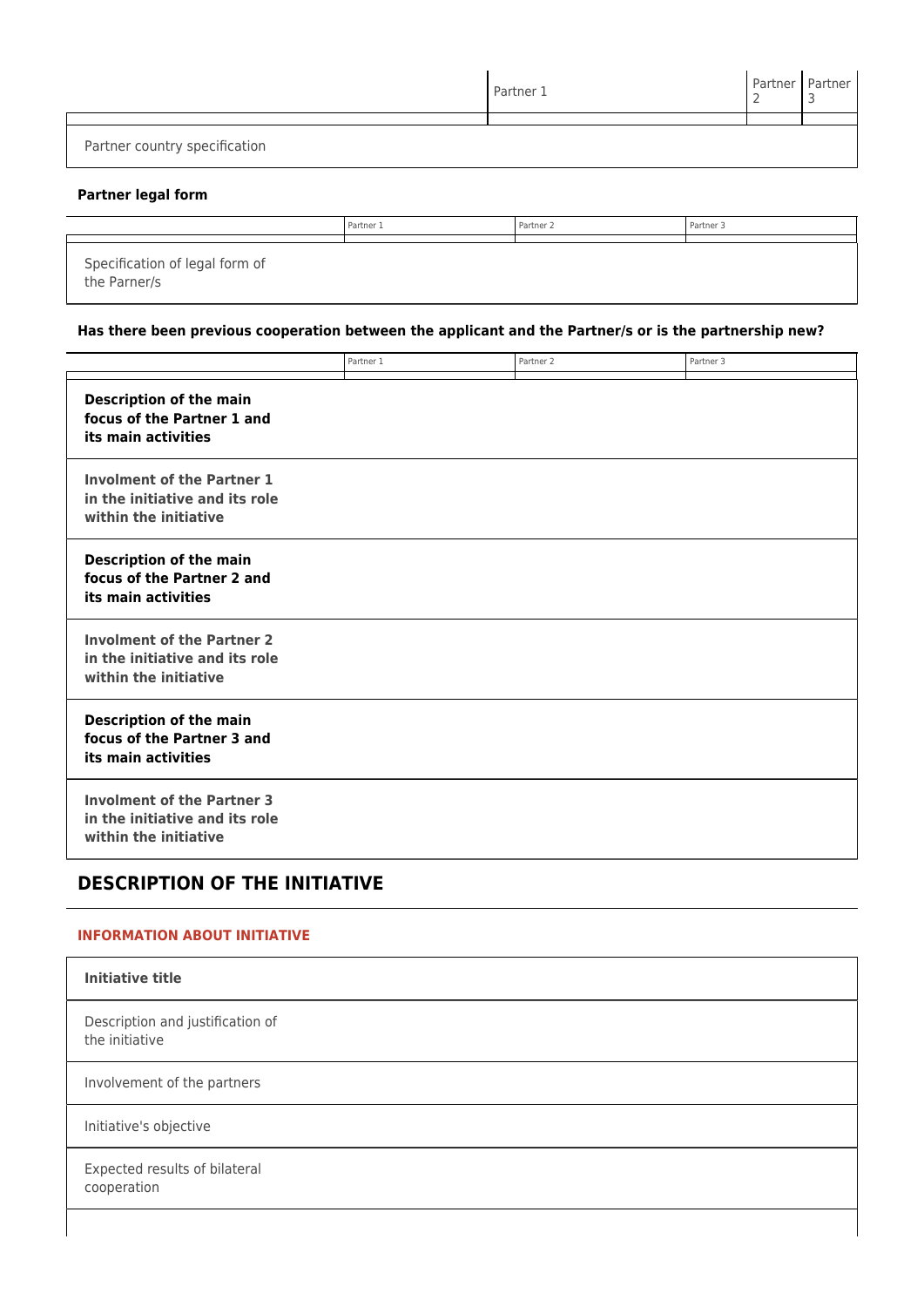| | Partner 1 | Partner 2 | Partner 3 |
|---|---|---|---|
| | | | |

| Partner country specification |
|---|

**Partner legal form**

| | Partner 1 | Partner 2 | Partner 3 |
|---|---|---|---|
| | | | |

| Specification of legal form of the Parner/s |
|---|

**Has there been previous cooperation between the applicant and the Partner/s or is the partnership new?**

| | Partner 1 | Partner 2 | Partner 3 |
|---|---|---|---|
| | | | |

| **Description of the main focus of the Partner 1 and its main activities** | |
|---|---|
| **Involment of the Partner 1 in the initiative and its role within the initiative** | |
| **Description of the main focus of the Partner 2 and its main activities** | |
| **Involment of the Partner 2 in the initiative and its role within the initiative** | |
| **Description of the main focus of the Partner 3 and its main activities** | |
| **Involment of the Partner 3 in the initiative and its role within the initiative** | |

## DESCRIPTION OF THE INITIATIVE

### INFORMATION ABOUT INITIATIVE

| **Initiative title** | |
|---|---|
| Description and justification of the initiative | |
| Involvement of the partners | |
| Initiative's objective | |
| Expected results of bilateral cooperation | |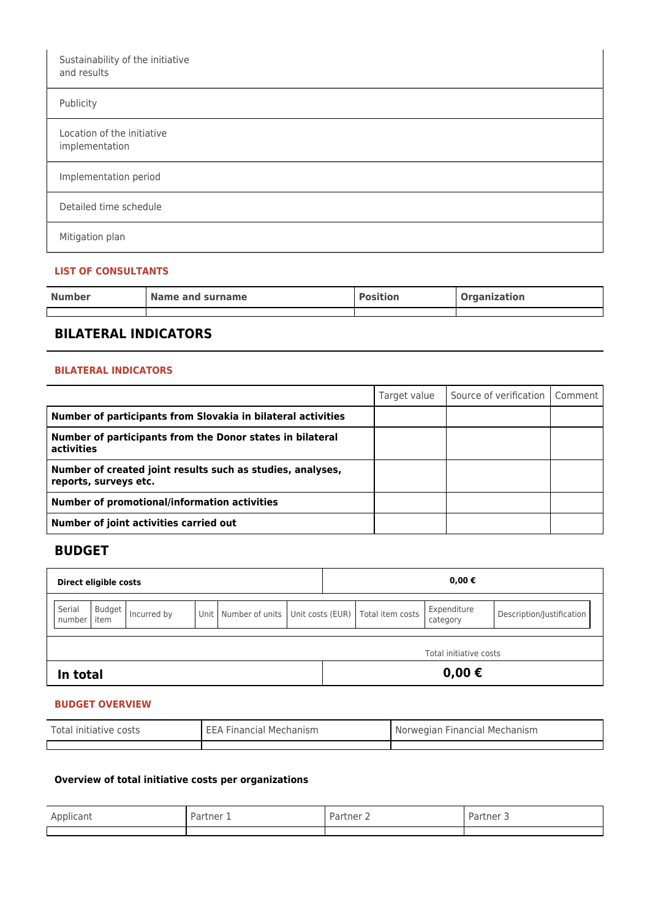| Sustainability of the initiative and results | |
|---|---|
| Publicity | |
| Location of the initiative implementation | |
| Implementation period | |
| Detailed time schedule | |
| Mitigation plan | |

#### LIST OF CONSULTANTS

| Number | Name and surname | Position | Organization |
|---|---|---|---|
| | | | |

## BILATERAL INDICATORS

#### BILATERAL INDICATORS

| | Target value | Source of verification | Comment |
|---|---|---|---|
| **Number of participants from Slovakia in bilateral activities** | | | |
| **Number of participants from the Donor states in bilateral activities** | | | |
| **Number of created joint results such as studies, analyses, reports, surveys etc.** | | | |
| **Number of promotional/information activities** | | | |
| **Number of joint activities carried out** | | | |

## BUDGET

| **Direct eligible costs** | **0,00 €** |
|---|---|

| Serial number | Budget item | Incurred by | Unit | Number of units | Unit costs (EUR) | Total item costs | Expenditure category | Description/Justification |
|---|---|---|---|---|---|---|---|---|

| | Total initiative costs |
|---|---|
| **In total** | **0,00 €** |

#### BUDGET OVERVIEW

| Total initiative costs | EEA Financial Mechanism | Norwegian Financial Mechanism |
|---|---|---|
| | | |

#### Overview of total initiative costs per organizations

| Applicant | Partner 1 | Partner 2 | Partner 3 |
|---|---|---|---|
| | | | |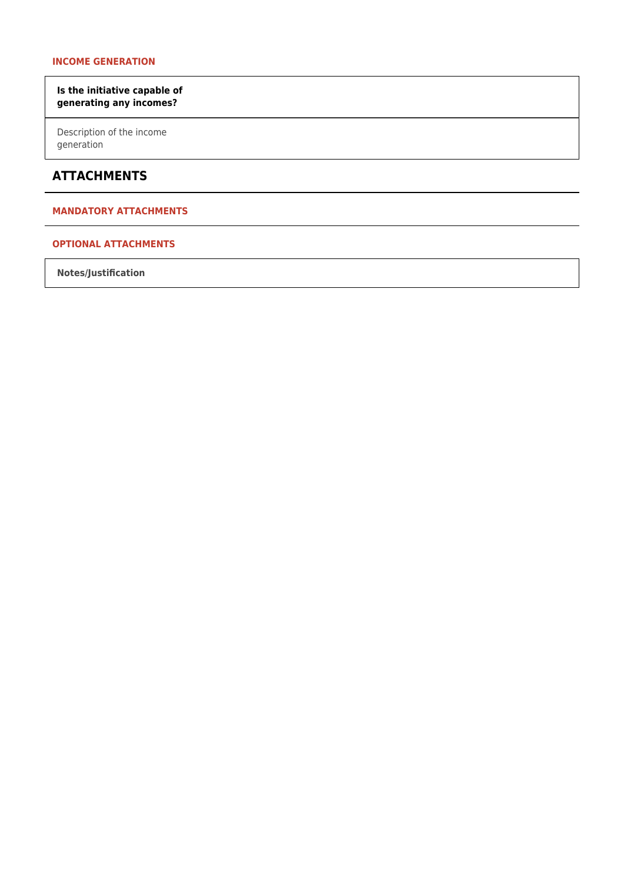#### INCOME GENERATION

| | |
| --- | --- |
| **Is the initiative capable of generating any incomes?** | |
| Description of the income generation | |

## ATTACHMENTS

#### MANDATORY ATTACHMENTS

#### OPTIONAL ATTACHMENTS

| |
| --- |
| **Notes/Justification** |